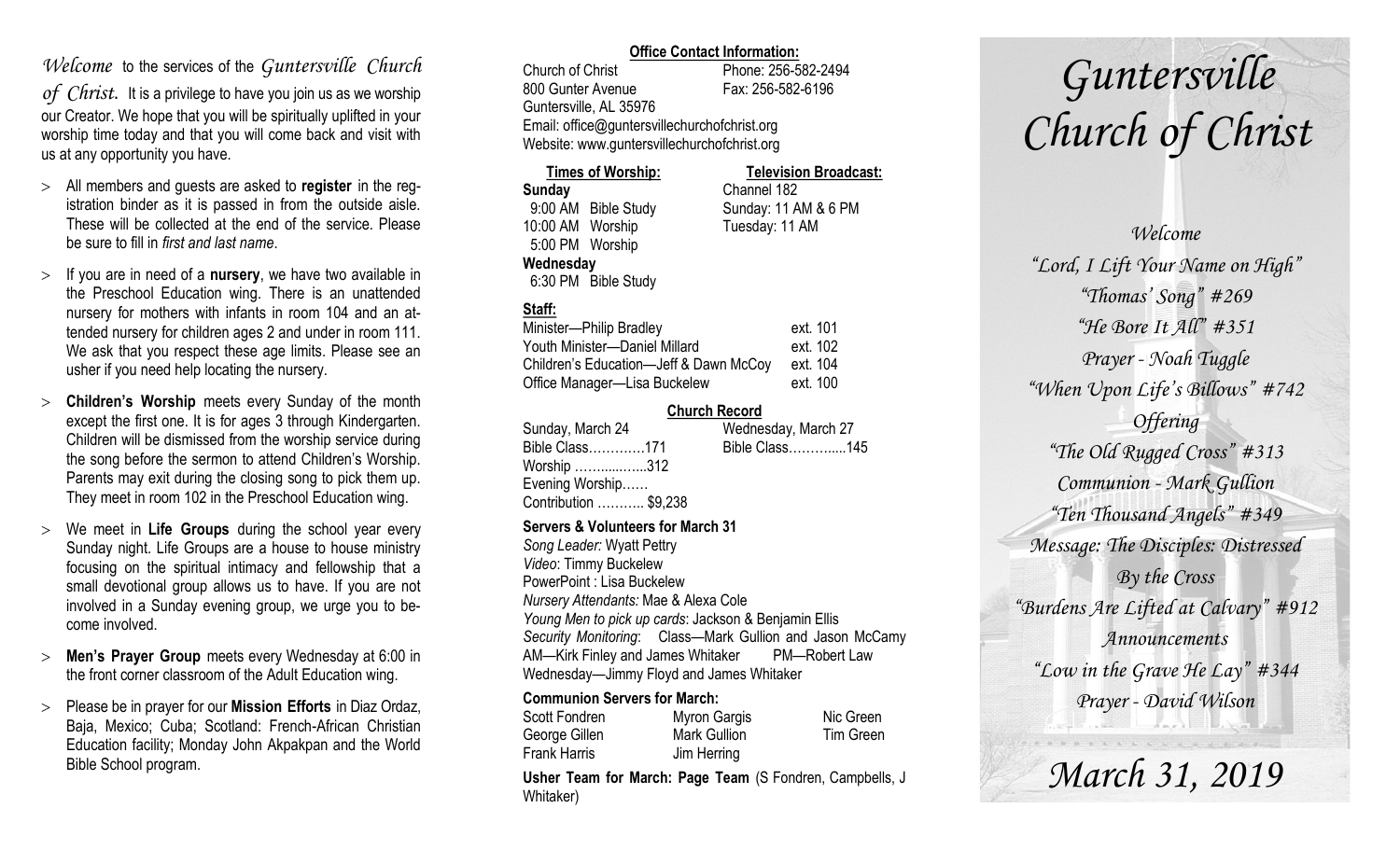*Welcome* to the services of the *Guntersville Church of Christ.* It is a privilege to have you join us as we worship our Creator. We hope that you will be spiritually uplifted in your worship time today and that you will come back and visit with us at any opportunity you have.

- All members and guests are asked to **register** in the registration binder as it is passed in from the outside aisle. These will be collected at the end of the service. Please be sure to fill in *first and last name*.
- If you are in need of a **nursery**, we have two available in the Preschool Education wing. There is an unattended nursery for mothers with infants in room 104 and an attended nursery for children ages 2 and under in room 111. We ask that you respect these age limits. Please see an usher if you need help locating the nursery.
- **Children's Worship** meets every Sunday of the month except the first one. It is for ages 3 through Kindergarten. Children will be dismissed from the worship service during the song before the sermon to attend Children's Worship. Parents may exit during the closing song to pick them up. They meet in room 102 in the Preschool Education wing.
- We meet in **Life Groups** during the school year every Sunday night. Life Groups are a house to house ministry focusing on the spiritual intimacy and fellowship that a small devotional group allows us to have. If you are not involved in a Sunday evening group, we urge you to become involved.
- **Men's Prayer Group** meets every Wednesday at 6:00 in the front corner classroom of the Adult Education wing.
- Please be in prayer for our **Mission Efforts** in Diaz Ordaz, Baja, Mexico; Cuba; Scotland: French-African Christian Education facility; Monday John Akpakpan and the World Bible School program.

**Office Contact Information:**

Church of Christ — Phone: 256-582-2494
800 Gunter Avenue — Fax: 256-582-6196
Guntersville, AL 35976
Email: office@guntersvillechurchofchrist.org
Website: www.guntersvillechurchofchrist.org

**Times of Worship:**

**Sunday**
9:00 AM Bible Study
10:00 AM Worship
5:00 PM Worship
**Wednesday**
6:30 PM Bible Study

**Television Broadcast:**

Channel 182
Sunday: 11 AM & 6 PM
Tuesday: 11 AM

**Staff:**

| | |
|---|---|
| Minister—Philip Bradley | ext. 101 |
| Youth Minister—Daniel Millard | ext. 102 |
| Children's Education—Jeff & Dawn McCoy | ext. 104 |
| Office Manager—Lisa Buckelew | ext. 100 |

**Church Record**

| Sunday, March 24 | Wednesday, March 27 |
|---|---|
| Bible Class…………171 | Bible Class………....145 |
| Worship ……......…..312 | |
| Evening Worship…… | |
| Contribution ……….. $9,238 | |

**Servers & Volunteers for March 31**

*Song Leader:* Wyatt Pettry
*Video*: Timmy Buckelew
PowerPoint : Lisa Buckelew
*Nursery Attendants:* Mae & Alexa Cole
*Young Men to pick up cards*: Jackson & Benjamin Ellis
*Security Monitoring*: Class—Mark Gullion and Jason McCamy
AM—Kirk Finley and James Whitaker PM—Robert Law
Wednesday—Jimmy Floyd and James Whitaker

**Communion Servers for March:**

| | | |
|---|---|---|
| Scott Fondren | Myron Gargis | Nic Green |
| George Gillen | Mark Gullion | Tim Green |
| Frank Harris | Jim Herring | |

**Usher Team for March: Page Team** (S Fondren, Campbells, J Whitaker)

# *Guntersville Church of Christ*

*Welcome*
*"Lord, I Lift Your Name on High"*
*"Thomas' Song" #269*
*"He Bore It All" #351*
*Prayer - Noah Tuggle*
*"When Upon Life's Billows" #742*
*Offering*
*"The Old Rugged Cross" #313*
*Communion - Mark Gullion*
*"Ten Thousand Angels" #349*
*Message: The Disciples: Distressed By the Cross*
*"Burdens Are Lifted at Calvary" #912*
*Announcements*
*"Low in the Grave He Lay" #344*
*Prayer - David Wilson*

## *March 31, 2019*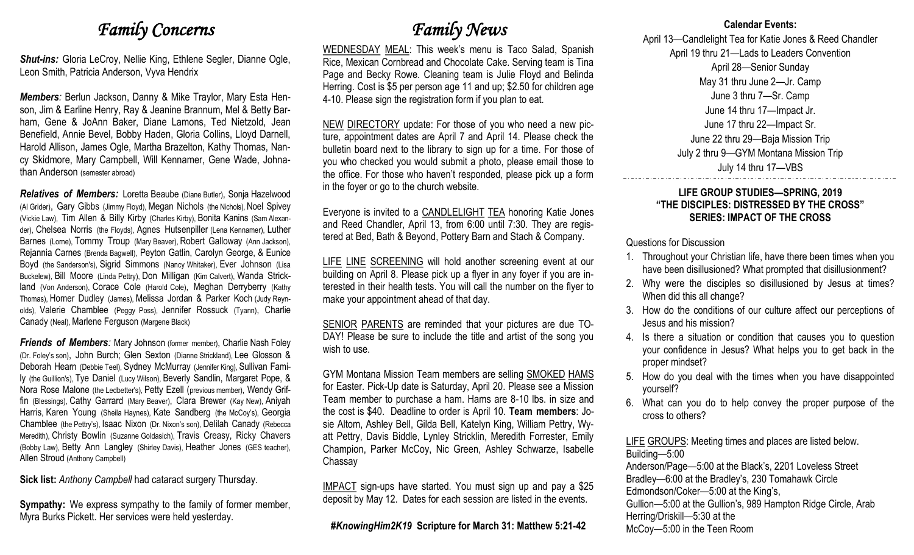# Family Concerns

***Shut-ins:*** Gloria LeCroy, Nellie King, Ethlene Segler, Dianne Ogle, Leon Smith, Patricia Anderson, Vyva Hendrix

***Members:*** Berlun Jackson, Danny & Mike Traylor, Mary Esta Henson, Jim & Earline Henry, Ray & Jeanine Brannum, Mel & Betty Barham, Gene & JoAnn Baker, Diane Lamons, Ted Nietzold, Jean Benefield, Annie Bevel, Bobby Haden, Gloria Collins, Lloyd Darnell, Harold Allison, James Ogle, Martha Brazelton, Kathy Thomas, Nancy Skidmore, Mary Campbell, Will Kennamer, Gene Wade, Johnathan Anderson (semester abroad)

***Relatives of Members:*** Loretta Beaube (Diane Butler), Sonja Hazelwood (Al Grider), Gary Gibbs (Jimmy Floyd), Megan Nichols (the Nichols), Noel Spivey (Vickie Law), Tim Allen & Billy Kirby (Charles Kirby), Bonita Kanins (Sam Alexander), Chelsea Norris (the Floyds), Agnes Hutsenpiller (Lena Kennamer), Luther Barnes (Lorne), Tommy Troup (Mary Beaver), Robert Galloway (Ann Jackson), Rejannia Carnes (Brenda Bagwell), Peyton Gatlin, Carolyn George, & Eunice Boyd (the Sanderson's), Sigrid Simmons (Nancy Whitaker), Ever Johnson (Lisa Buckelew), Bill Moore (Linda Pettry), Don Milligan (Kim Calvert), Wanda Strickland (Von Anderson), Corace Cole (Harold Cole), Meghan Derryberry (Kathy Thomas), Homer Dudley (James), Melissa Jordan & Parker Koch (Judy Reynolds), Valerie Chamblee (Peggy Poss), Jennifer Rossuck (Tyann), Charlie Canady (Neal), Marlene Ferguson (Margene Black)

***Friends of Members:*** Mary Johnson (former member), Charlie Nash Foley (Dr. Foley's son), John Burch; Glen Sexton (Dianne Strickland), Lee Glosson & Deborah Hearn (Debbie Teel), Sydney McMurray (Jennifer King), Sullivan Family (the Guillion's), Tye Daniel (Lucy Wilson), Beverly Sandlin, Margaret Pope, & Nora Rose Malone (the Ledbetter's), Petty Ezell (previous member), Wendy Griffin (Blessings), Cathy Garrard (Mary Beaver), Clara Brewer (Kay New), Aniyah Harris, Karen Young (Sheila Haynes), Kate Sandberg (the McCoy's), Georgia Chamblee (the Pettry's), Isaac Nixon (Dr. Nixon's son), Delilah Canady (Rebecca Meredith), Christy Bowlin (Suzanne Goldasich), Travis Creasy, Ricky Chavers (Bobby Law), Betty Ann Langley (Shirley Davis), Heather Jones (GES teacher), Allen Stroud (Anthony Campbell)

**Sick list:** *Anthony Campbell* had cataract surgery Thursday.

**Sympathy:** We express sympathy to the family of former member, Myra Burks Pickett. Her services were held yesterday.

# Family News

WEDNESDAY MEAL: This week's menu is Taco Salad, Spanish Rice, Mexican Cornbread and Chocolate Cake. Serving team is Tina Page and Becky Rowe. Cleaning team is Julie Floyd and Belinda Herring. Cost is $5 per person age 11 and up; $2.50 for children age 4-10. Please sign the registration form if you plan to eat.

NEW DIRECTORY update: For those of you who need a new picture, appointment dates are April 7 and April 14. Please check the bulletin board next to the library to sign up for a time. For those of you who checked you would submit a photo, please email those to the office. For those who haven't responded, please pick up a form in the foyer or go to the church website.

Everyone is invited to a CANDLELIGHT TEA honoring Katie Jones and Reed Chandler, April 13, from 6:00 until 7:30. They are registered at Bed, Bath & Beyond, Pottery Barn and Stach & Company.

LIFE LINE SCREENING will hold another screening event at our building on April 8. Please pick up a flyer in any foyer if you are interested in their health tests. You will call the number on the flyer to make your appointment ahead of that day.

SENIOR PARENTS are reminded that your pictures are due TODAY! Please be sure to include the title and artist of the song you wish to use.

GYM Montana Mission Team members are selling SMOKED HAMS for Easter. Pick-Up date is Saturday, April 20. Please see a Mission Team member to purchase a ham. Hams are 8-10 lbs. in size and the cost is $40. Deadline to order is April 10. **Team members**: Josie Altom, Ashley Bell, Gilda Bell, Katelyn King, William Pettry, Wyatt Pettry, Davis Biddle, Lynley Stricklin, Meredith Forrester, Emily Champion, Parker McCoy, Nic Green, Ashley Schwarze, Isabelle Chassay

IMPACT sign-ups have started. You must sign up and pay a $25 deposit by May 12. Dates for each session are listed in the events.

***#KnowingHim2K19*** **Scripture for March 31: Matthew 5:21-42**

**Calendar Events:**

April 13—Candlelight Tea for Katie Jones & Reed Chandler
April 19 thru 21—Lads to Leaders Convention
April 28—Senior Sunday
May 31 thru June 2—Jr. Camp
June 3 thru 7—Sr. Camp
June 14 thru 17—Impact Jr.
June 17 thru 22—Impact Sr.
June 22 thru 29—Baja Mission Trip
July 2 thru 9—GYM Montana Mission Trip
July 14 thru 17—VBS

## LIFE GROUP STUDIES—SPRING, 2019
## "THE DISCIPLES: DISTRESSED BY THE CROSS"
## SERIES: IMPACT OF THE CROSS

Questions for Discussion

1. Throughout your Christian life, have there been times when you have been disillusioned? What prompted that disillusionment?
2. Why were the disciples so disillusioned by Jesus at times? When did this all change?
3. How do the conditions of our culture affect our perceptions of Jesus and his mission?
4. Is there a situation or condition that causes you to question your confidence in Jesus? What helps you to get back in the proper mindset?
5. How do you deal with the times when you have disappointed yourself?
6. What can you do to help convey the proper purpose of the cross to others?

LIFE GROUPS: Meeting times and places are listed below.
Building—5:00
Anderson/Page—5:00 at the Black's, 2201 Loveless Street
Bradley—6:00 at the Bradley's, 230 Tomahawk Circle
Edmondson/Coker—5:00 at the King's,
Gullion—5:00 at the Gullion's, 989 Hampton Ridge Circle, Arab
Herring/Driskill—5:30 at the
McCoy—5:00 in the Teen Room